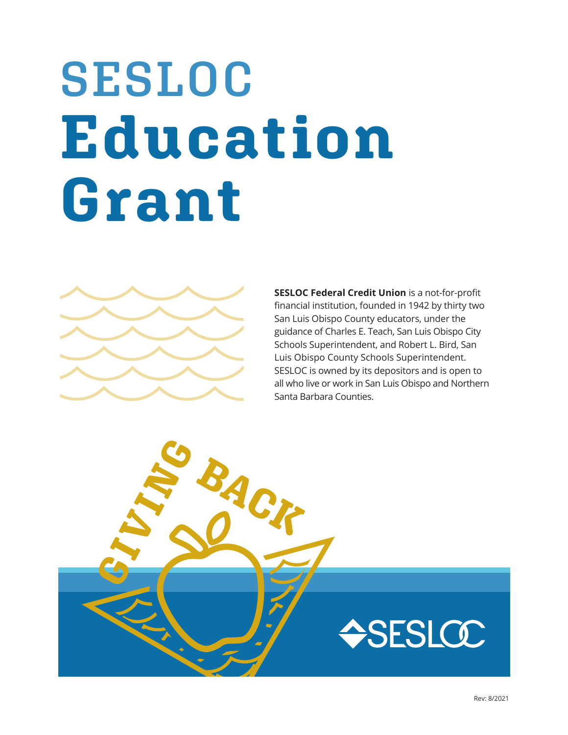# SESLOC Education Grant

**SESLOC Federal Credit Union** is a not-for-profit financial institution, founded in 1942 by thirty two San Luis Obispo County educators, under the guidance of Charles E. Teach, San Luis Obispo City Schools Superintendent, and Robert L. Bird, San Luis Obispo County Schools Superintendent. SESLOC is owned by its depositors and is open to all who live or work in San Luis Obispo and Northern Santa Barbara Counties.

GIVING BACK

SESLOC

Rev: 8/2021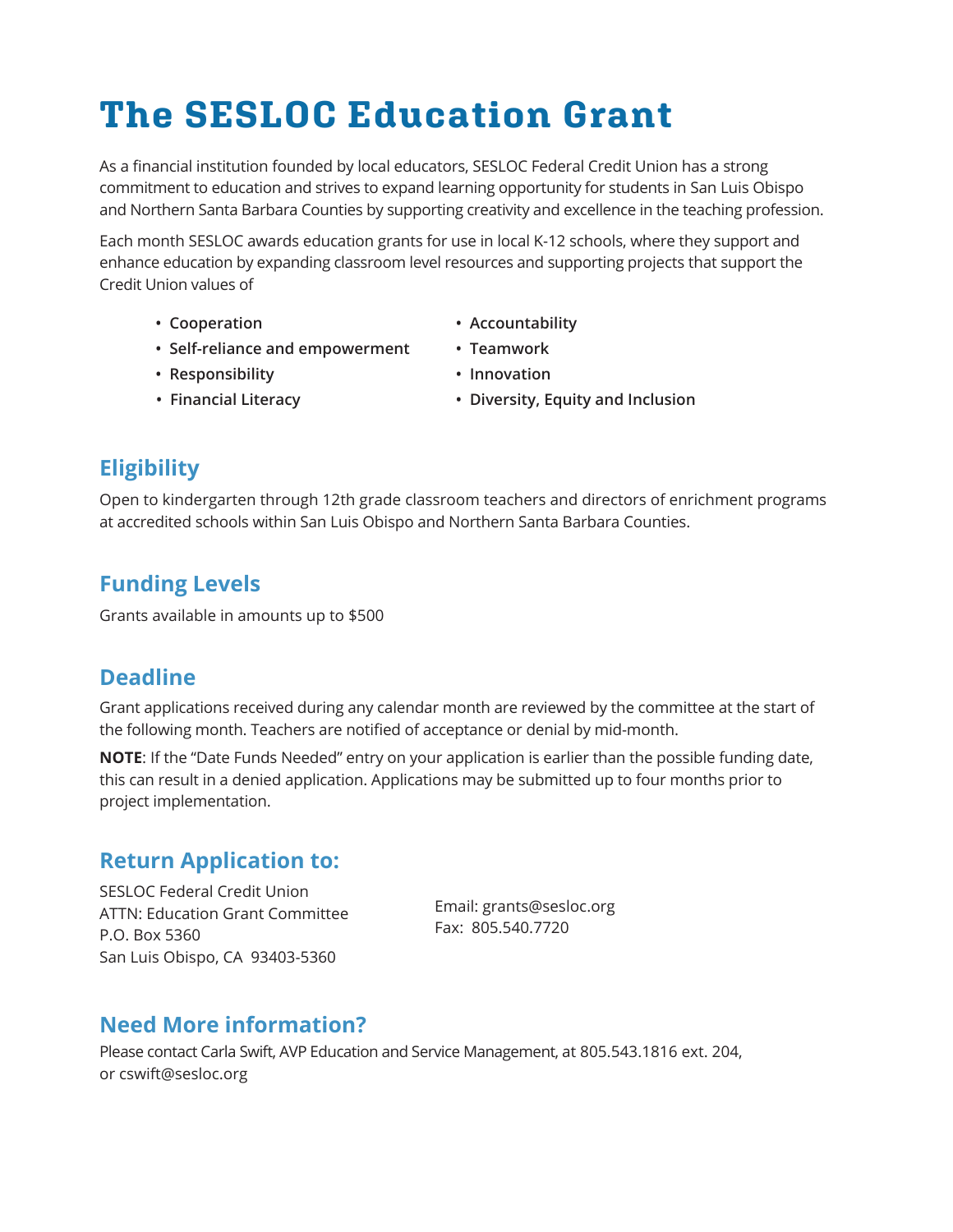# The SESLOC Education Grant

As a financial institution founded by local educators, SESLOC Federal Credit Union has a strong commitment to education and strives to expand learning opportunity for students in San Luis Obispo and Northern Santa Barbara Counties by supporting creativity and excellence in the teaching profession.

Each month SESLOC awards education grants for use in local K-12 schools, where they support and enhance education by expanding classroom level resources and supporting projects that support the Credit Union values of

- **Cooperation**
- **Self-reliance and empowerment**
- **Responsibility**
- **Financial Literacy**
- **Accountability**
- **Teamwork**
- **Innovation**
- **Diversity, Equity and Inclusion**

## Eligibility

Open to kindergarten through 12th grade classroom teachers and directors of enrichment programs at accredited schools within San Luis Obispo and Northern Santa Barbara Counties.

## Funding Levels

Grants available in amounts up to $500

## Deadline

Grant applications received during any calendar month are reviewed by the committee at the start of the following month. Teachers are notified of acceptance or denial by mid-month.

**NOTE**: If the "Date Funds Needed" entry on your application is earlier than the possible funding date, this can result in a denied application. Applications may be submitted up to four months prior to project implementation.

## Return Application to:

SESLOC Federal Credit Union
ATTN: Education Grant Committee
P.O. Box 5360
San Luis Obispo, CA 93403-5360

Email: grants@sesloc.org
Fax: 805.540.7720

## Need More information?

Please contact Carla Swift, AVP Education and Service Management, at 805.543.1816 ext. 204, or cswift@sesloc.org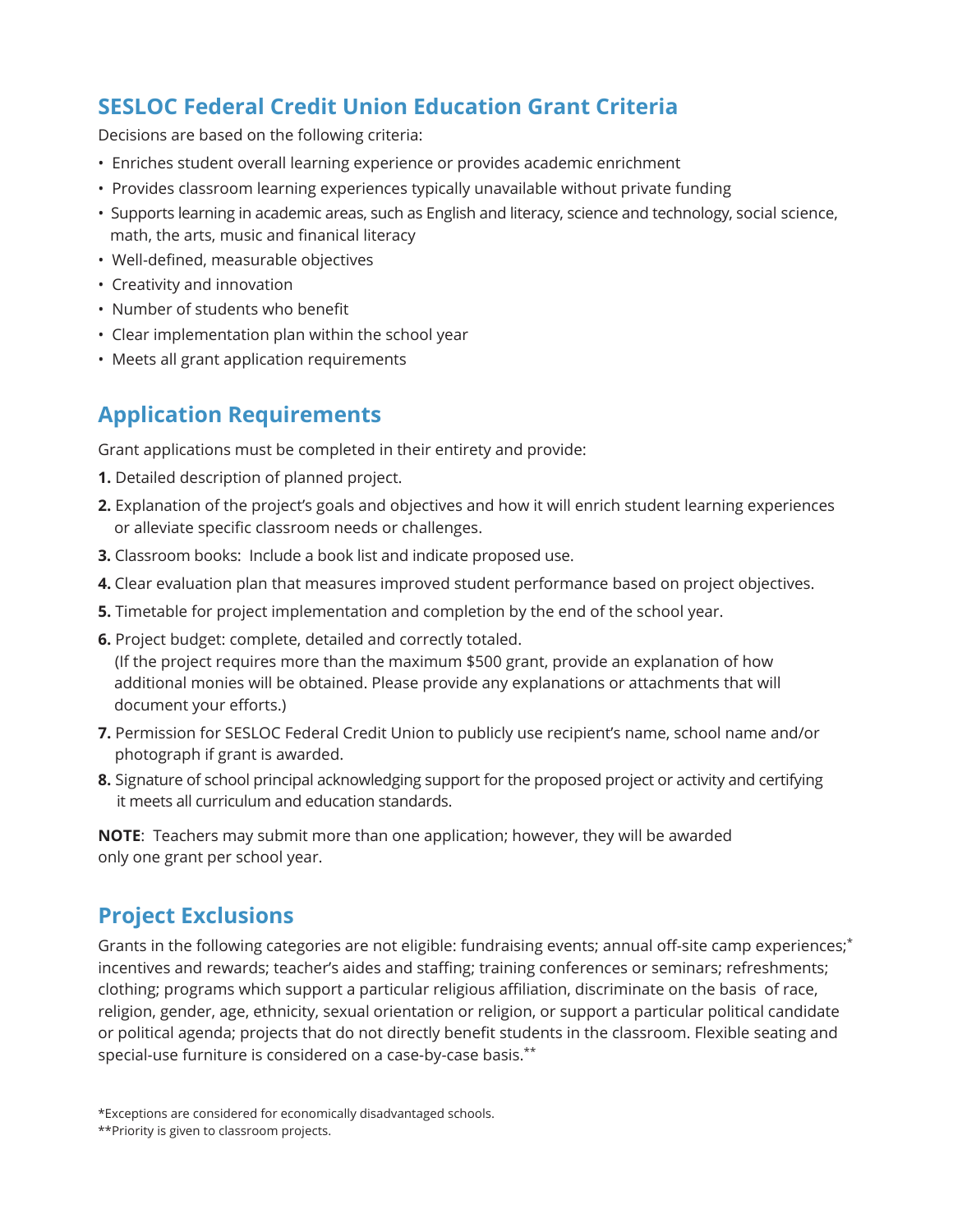## SESLOC Federal Credit Union Education Grant Criteria

Decisions are based on the following criteria:

- Enriches student overall learning experience or provides academic enrichment
- Provides classroom learning experiences typically unavailable without private funding
- Supports learning in academic areas, such as English and literacy, science and technology, social science, math, the arts, music and finanical literacy
- Well-defined, measurable objectives
- Creativity and innovation
- Number of students who benefit
- Clear implementation plan within the school year
- Meets all grant application requirements

## Application Requirements

Grant applications must be completed in their entirety and provide:

**1.** Detailed description of planned project.

**2.** Explanation of the project's goals and objectives and how it will enrich student learning experiences or alleviate specific classroom needs or challenges.

**3.** Classroom books: Include a book list and indicate proposed use.

**4.** Clear evaluation plan that measures improved student performance based on project objectives.

**5.** Timetable for project implementation and completion by the end of the school year.

**6.** Project budget: complete, detailed and correctly totaled.
(If the project requires more than the maximum $500 grant, provide an explanation of how additional monies will be obtained. Please provide any explanations or attachments that will document your efforts.)

**7.** Permission for SESLOC Federal Credit Union to publicly use recipient's name, school name and/or photograph if grant is awarded.

**8.** Signature of school principal acknowledging support for the proposed project or activity and certifying it meets all curriculum and education standards.

**NOTE**: Teachers may submit more than one application; however, they will be awarded only one grant per school year.

## Project Exclusions

Grants in the following categories are not eligible: fundraising events; annual off-site camp experiences;* incentives and rewards; teacher's aides and staffing; training conferences or seminars; refreshments; clothing; programs which support a particular religious affiliation, discriminate on the basis of race, religion, gender, age, ethnicity, sexual orientation or religion, or support a particular political candidate or political agenda; projects that do not directly benefit students in the classroom. Flexible seating and special-use furniture is considered on a case-by-case basis.**

*Exceptions are considered for economically disadvantaged schools.

**Priority is given to classroom projects.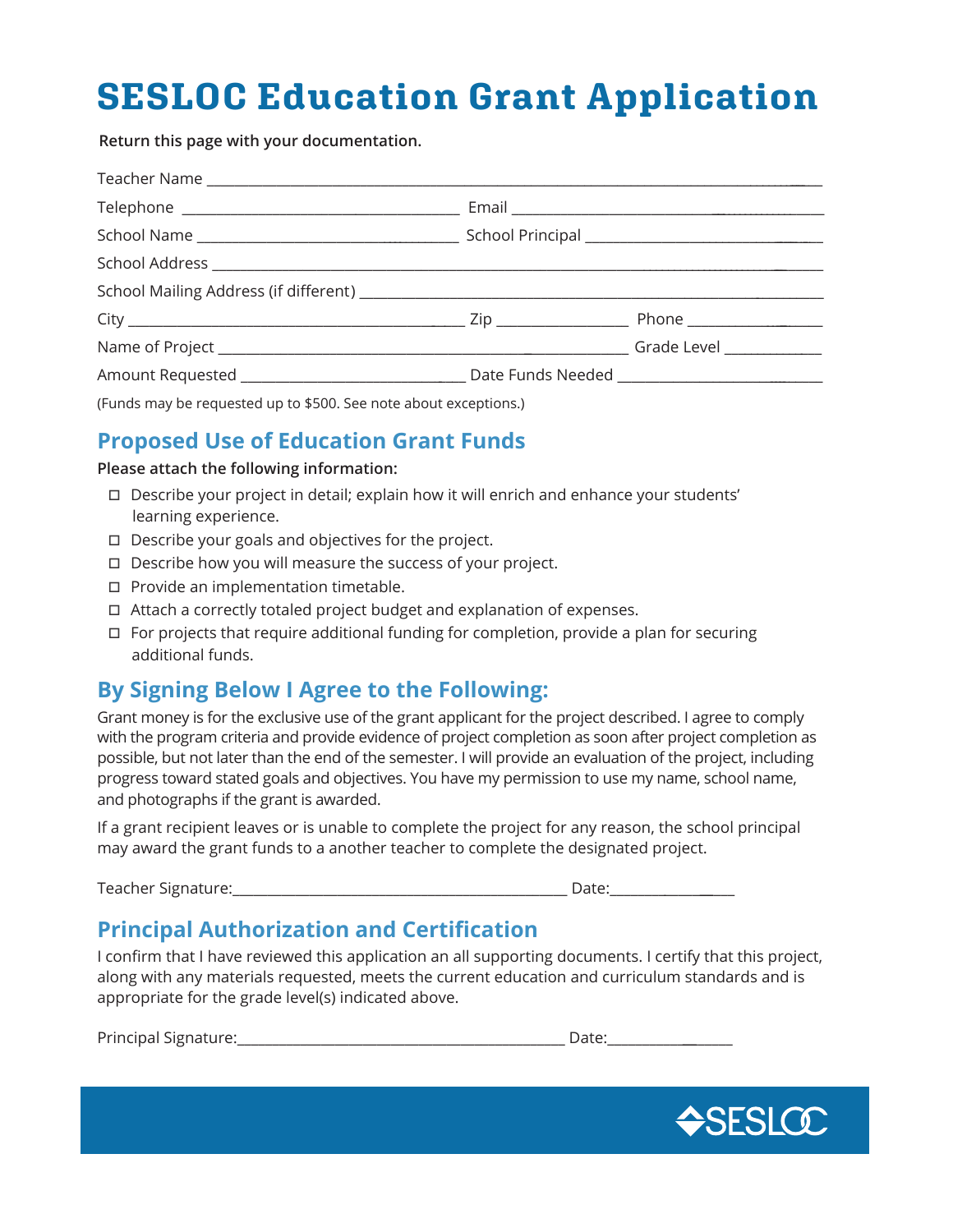# SESLOC Education Grant Application

**Return this page with your documentation.**

Teacher Name ____________________________________________

Telephone ____________________ Email ____________________

School Name ____________________ School Principal ____________________

School Address ____________________________________________

School Mailing Address (if different) ____________________________________________

City ____________________ Zip ____________ Phone ____________

Name of Project ____________________ Grade Level ____________

Amount Requested ____________________ Date Funds Needed ____________________

(Funds may be requested up to $500. See note about exceptions.)

## Proposed Use of Education Grant Funds

**Please attach the following information:**

- ☐ Describe your project in detail; explain how it will enrich and enhance your students' learning experience.
- ☐ Describe your goals and objectives for the project.
- ☐ Describe how you will measure the success of your project.
- ☐ Provide an implementation timetable.
- ☐ Attach a correctly totaled project budget and explanation of expenses.
- ☐ For projects that require additional funding for completion, provide a plan for securing additional funds.

## By Signing Below I Agree to the Following:

Grant money is for the exclusive use of the grant applicant for the project described. I agree to comply with the program criteria and provide evidence of project completion as soon after project completion as possible, but not later than the end of the semester. I will provide an evaluation of the project, including progress toward stated goals and objectives. You have my permission to use my name, school name, and photographs if the grant is awarded.

If a grant recipient leaves or is unable to complete the project for any reason, the school principal may award the grant funds to a another teacher to complete the designated project.

Teacher Signature:______________________________ Date:____________

## Principal Authorization and Certification

I confirm that I have reviewed this application an all supporting documents. I certify that this project, along with any materials requested, meets the current education and curriculum standards and is appropriate for the grade level(s) indicated above.

Principal Signature:______________________________ Date:____________

SESLOC